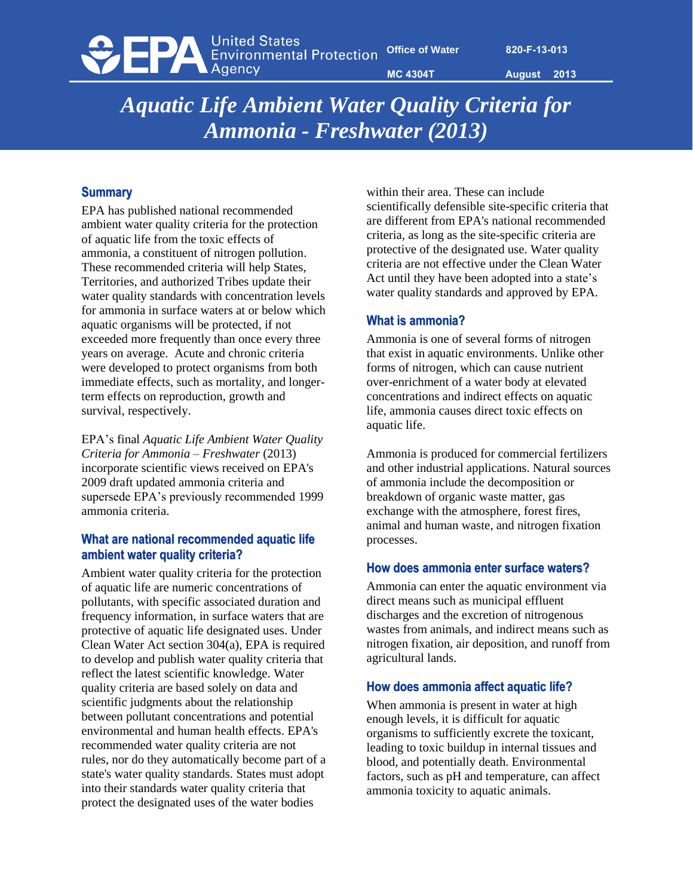United States Environmental Protection Agency

Office of Water 820-F-13-013

MC 4304T August 2013

# *Aquatic Life Ambient Water Quality Criteria for Ammonia - Freshwater (2013)*

## Summary

EPA has published national recommended ambient water quality criteria for the protection of aquatic life from the toxic effects of ammonia, a constituent of nitrogen pollution. These recommended criteria will help States, Territories, and authorized Tribes update their water quality standards with concentration levels for ammonia in surface waters at or below which aquatic organisms will be protected, if not exceeded more frequently than once every three years on average. Acute and chronic criteria were developed to protect organisms from both immediate effects, such as mortality, and longer-term effects on reproduction, growth and survival, respectively.

EPA's final *Aquatic Life Ambient Water Quality Criteria for Ammonia – Freshwater* (2013) incorporate scientific views received on EPA's 2009 draft updated ammonia criteria and supersede EPA's previously recommended 1999 ammonia criteria.

## What are national recommended aquatic life ambient water quality criteria?

Ambient water quality criteria for the protection of aquatic life are numeric concentrations of pollutants, with specific associated duration and frequency information, in surface waters that are protective of aquatic life designated uses. Under Clean Water Act section 304(a), EPA is required to develop and publish water quality criteria that reflect the latest scientific knowledge. Water quality criteria are based solely on data and scientific judgments about the relationship between pollutant concentrations and potential environmental and human health effects. EPA's recommended water quality criteria are not rules, nor do they automatically become part of a state's water quality standards. States must adopt into their standards water quality criteria that protect the designated uses of the water bodies within their area. These can include scientifically defensible site-specific criteria that are different from EPA's national recommended criteria, as long as the site-specific criteria are protective of the designated use. Water quality criteria are not effective under the Clean Water Act until they have been adopted into a state's water quality standards and approved by EPA.

## What is ammonia?

Ammonia is one of several forms of nitrogen that exist in aquatic environments. Unlike other forms of nitrogen, which can cause nutrient over-enrichment of a water body at elevated concentrations and indirect effects on aquatic life, ammonia causes direct toxic effects on aquatic life.

Ammonia is produced for commercial fertilizers and other industrial applications. Natural sources of ammonia include the decomposition or breakdown of organic waste matter, gas exchange with the atmosphere, forest fires, animal and human waste, and nitrogen fixation processes.

## How does ammonia enter surface waters?

Ammonia can enter the aquatic environment via direct means such as municipal effluent discharges and the excretion of nitrogenous wastes from animals, and indirect means such as nitrogen fixation, air deposition, and runoff from agricultural lands.

## How does ammonia affect aquatic life?

When ammonia is present in water at high enough levels, it is difficult for aquatic organisms to sufficiently excrete the toxicant, leading to toxic buildup in internal tissues and blood, and potentially death. Environmental factors, such as pH and temperature, can affect ammonia toxicity to aquatic animals.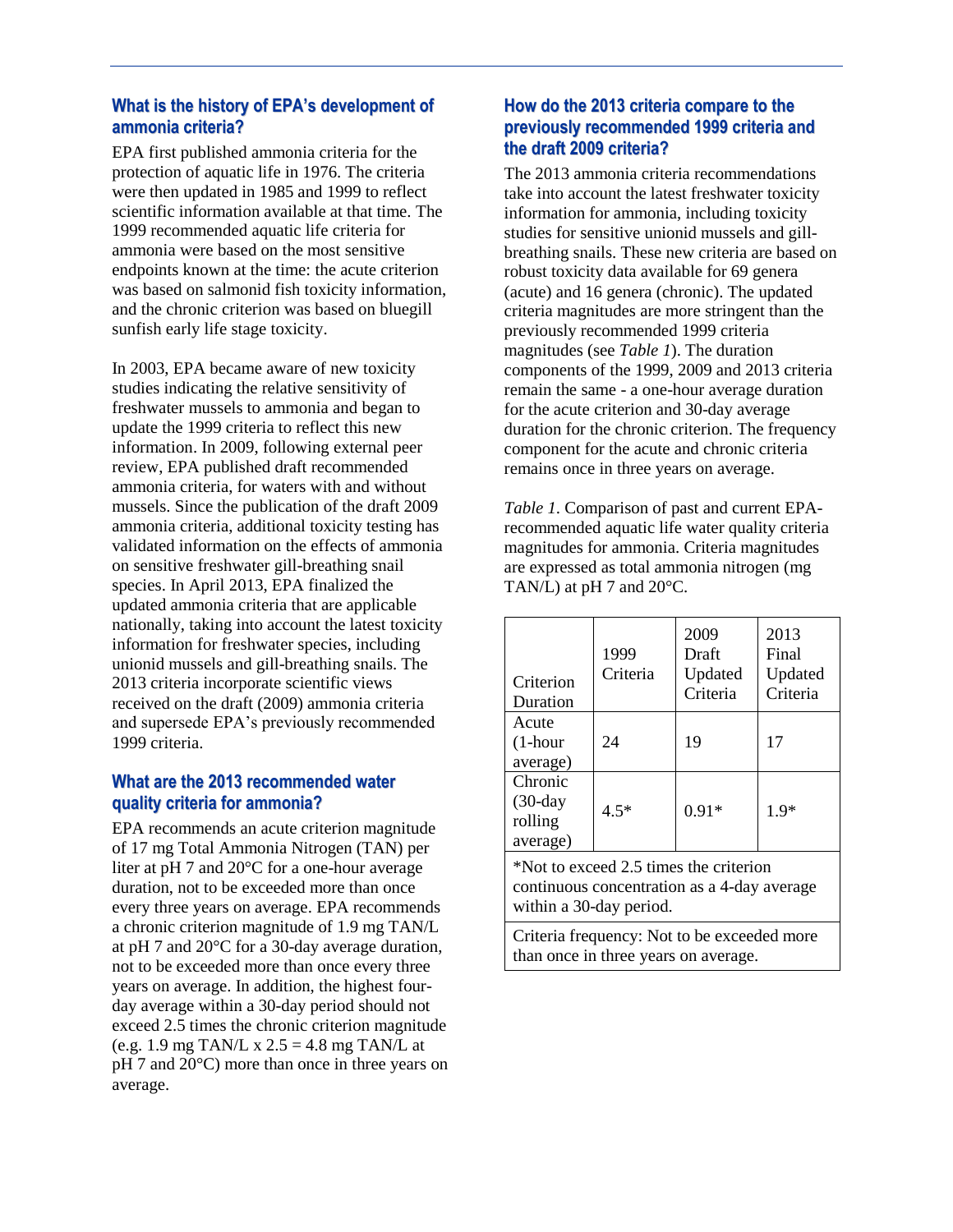## What is the history of EPA's development of ammonia criteria?

EPA first published ammonia criteria for the protection of aquatic life in 1976. The criteria were then updated in 1985 and 1999 to reflect scientific information available at that time. The 1999 recommended aquatic life criteria for ammonia were based on the most sensitive endpoints known at the time: the acute criterion was based on salmonid fish toxicity information, and the chronic criterion was based on bluegill sunfish early life stage toxicity.

In 2003, EPA became aware of new toxicity studies indicating the relative sensitivity of freshwater mussels to ammonia and began to update the 1999 criteria to reflect this new information. In 2009, following external peer review, EPA published draft recommended ammonia criteria, for waters with and without mussels. Since the publication of the draft 2009 ammonia criteria, additional toxicity testing has validated information on the effects of ammonia on sensitive freshwater gill-breathing snail species. In April 2013, EPA finalized the updated ammonia criteria that are applicable nationally, taking into account the latest toxicity information for freshwater species, including unionid mussels and gill-breathing snails. The 2013 criteria incorporate scientific views received on the draft (2009) ammonia criteria and supersede EPA's previously recommended 1999 criteria.

## What are the 2013 recommended water quality criteria for ammonia?

EPA recommends an acute criterion magnitude of 17 mg Total Ammonia Nitrogen (TAN) per liter at pH 7 and 20°C for a one-hour average duration, not to be exceeded more than once every three years on average. EPA recommends a chronic criterion magnitude of 1.9 mg TAN/L at pH 7 and 20°C for a 30-day average duration, not to be exceeded more than once every three years on average. In addition, the highest four-day average within a 30-day period should not exceed 2.5 times the chronic criterion magnitude (e.g. 1.9 mg TAN/L x 2.5 = 4.8 mg TAN/L at pH 7 and 20°C) more than once in three years on average.

## How do the 2013 criteria compare to the previously recommended 1999 criteria and the draft 2009 criteria?

The 2013 ammonia criteria recommendations take into account the latest freshwater toxicity information for ammonia, including toxicity studies for sensitive unionid mussels and gill-breathing snails. These new criteria are based on robust toxicity data available for 69 genera (acute) and 16 genera (chronic). The updated criteria magnitudes are more stringent than the previously recommended 1999 criteria magnitudes (see *Table 1*). The duration components of the 1999, 2009 and 2013 criteria remain the same - a one-hour average duration for the acute criterion and 30-day average duration for the chronic criterion. The frequency component for the acute and chronic criteria remains once in three years on average.

*Table 1*. Comparison of past and current EPA-recommended aquatic life water quality criteria magnitudes for ammonia. Criteria magnitudes are expressed as total ammonia nitrogen (mg TAN/L) at pH 7 and 20°C.

| Criterion Duration | 1999 Criteria | 2009 Draft Updated Criteria | 2013 Final Updated Criteria |
|---|---|---|---|
| Acute (1-hour average) | 24 | 19 | 17 |
| Chronic (30-day rolling average) | 4.5* | 0.91* | 1.9* |
| *Not to exceed 2.5 times the criterion continuous concentration as a 4-day average within a 30-day period. | | | |
| Criteria frequency: Not to be exceeded more than once in three years on average. | | | |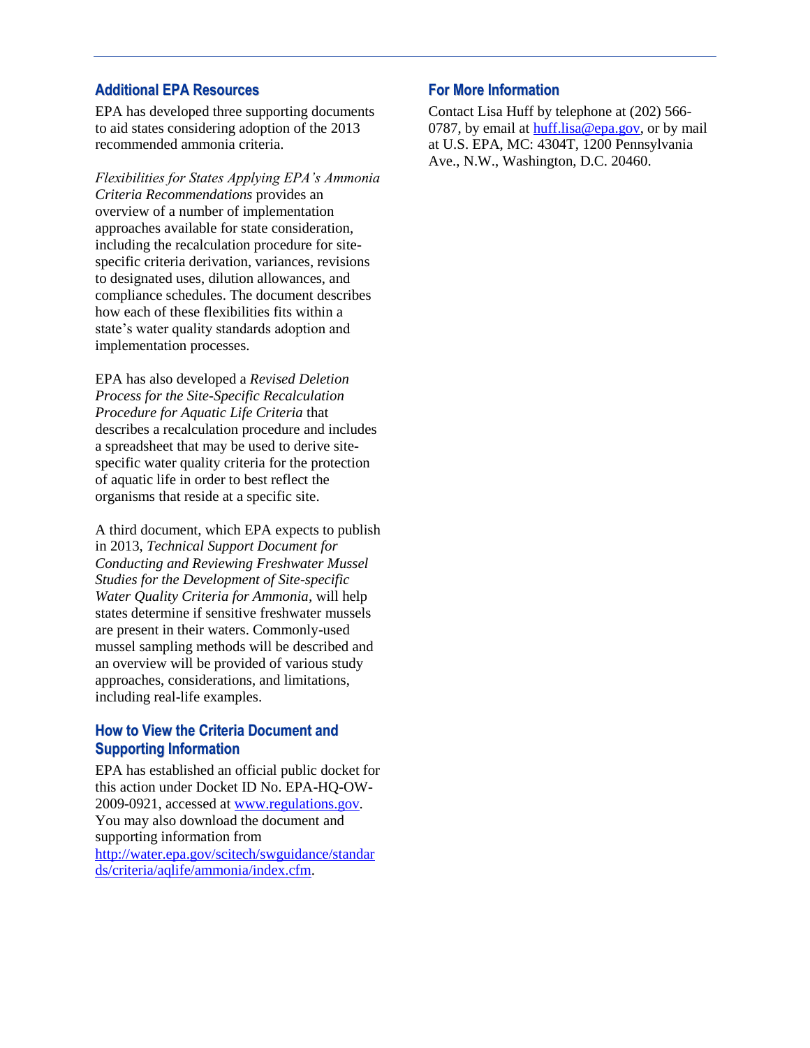## Additional EPA Resources

EPA has developed three supporting documents to aid states considering adoption of the 2013 recommended ammonia criteria.

*Flexibilities for States Applying EPA's Ammonia Criteria Recommendations* provides an overview of a number of implementation approaches available for state consideration, including the recalculation procedure for site-specific criteria derivation, variances, revisions to designated uses, dilution allowances, and compliance schedules. The document describes how each of these flexibilities fits within a state's water quality standards adoption and implementation processes.

EPA has also developed a *Revised Deletion Process for the Site-Specific Recalculation Procedure for Aquatic Life Criteria* that describes a recalculation procedure and includes a spreadsheet that may be used to derive site-specific water quality criteria for the protection of aquatic life in order to best reflect the organisms that reside at a specific site.

A third document, which EPA expects to publish in 2013, *Technical Support Document for Conducting and Reviewing Freshwater Mussel Studies for the Development of Site-specific Water Quality Criteria for Ammonia*, will help states determine if sensitive freshwater mussels are present in their waters. Commonly-used mussel sampling methods will be described and an overview will be provided of various study approaches, considerations, and limitations, including real-life examples.

## How to View the Criteria Document and Supporting Information

EPA has established an official public docket for this action under Docket ID No. EPA-HQ-OW-2009-0921, accessed at [www.regulations.gov](www.regulations.gov). You may also download the document and supporting information from [http://water.epa.gov/scitech/swguidance/standards/criteria/aqlife/ammonia/index.cfm](http://water.epa.gov/scitech/swguidance/standards/criteria/aqlife/ammonia/index.cfm).

## For More Information

Contact Lisa Huff by telephone at (202) 566-0787, by email at [huff.lisa@epa.gov](mailto:huff.lisa@epa.gov), or by mail at U.S. EPA, MC: 4304T, 1200 Pennsylvania Ave., N.W., Washington, D.C. 20460.